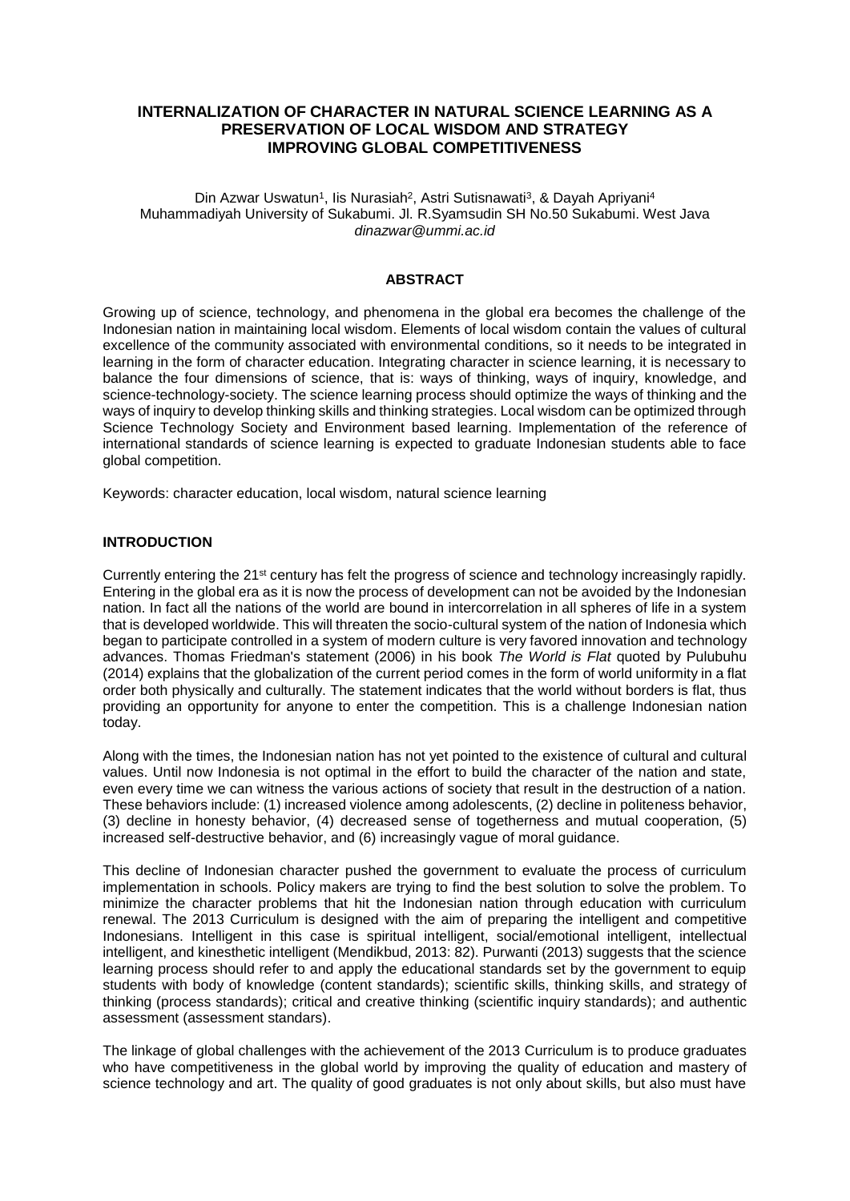# INTERNALIZATION OF CHARACTER IN NATURAL SCIENCE LEARNING AS A PRESERVATION OF LOCAL WISDOM AND STRATEGY IMPROVING GLOBAL COMPETITIVENESS

Din Azwar Uswatun[1], Iis Nurasiah[2], Astri Sutisnawati[3], & Dayah Apriyani[4]
Muhammadiyah University of Sukabumi. Jl. R.Syamsudin SH No.50 Sukabumi. West Java
*dinazwar@ummi.ac.id*

## ABSTRACT

Growing up of science, technology, and phenomena in the global era becomes the challenge of the Indonesian nation in maintaining local wisdom. Elements of local wisdom contain the values of cultural excellence of the community associated with environmental conditions, so it needs to be integrated in learning in the form of character education. Integrating character in science learning, it is necessary to balance the four dimensions of science, that is: ways of thinking, ways of inquiry, knowledge, and science-technology-society. The science learning process should optimize the ways of thinking and the ways of inquiry to develop thinking skills and thinking strategies. Local wisdom can be optimized through Science Technology Society and Environment based learning. Implementation of the reference of international standards of science learning is expected to graduate Indonesian students able to face global competition.

Keywords: character education, local wisdom, natural science learning

## INTRODUCTION

Currently entering the 21st century has felt the progress of science and technology increasingly rapidly. Entering in the global era as it is now the process of development can not be avoided by the Indonesian nation. In fact all the nations of the world are bound in intercorrelation in all spheres of life in a system that is developed worldwide. This will threaten the socio-cultural system of the nation of Indonesia which began to participate controlled in a system of modern culture is very favored innovation and technology advances. Thomas Friedman's statement (2006) in his book *The World is Flat* quoted by Pulubuhu (2014) explains that the globalization of the current period comes in the form of world uniformity in a flat order both physically and culturally. The statement indicates that the world without borders is flat, thus providing an opportunity for anyone to enter the competition. This is a challenge Indonesian nation today.

Along with the times, the Indonesian nation has not yet pointed to the existence of cultural and cultural values. Until now Indonesia is not optimal in the effort to build the character of the nation and state, even every time we can witness the various actions of society that result in the destruction of a nation. These behaviors include: (1) increased violence among adolescents, (2) decline in politeness behavior, (3) decline in honesty behavior, (4) decreased sense of togetherness and mutual cooperation, (5) increased self-destructive behavior, and (6) increasingly vague of moral guidance.

This decline of Indonesian character pushed the government to evaluate the process of curriculum implementation in schools. Policy makers are trying to find the best solution to solve the problem. To minimize the character problems that hit the Indonesian nation through education with curriculum renewal. The 2013 Curriculum is designed with the aim of preparing the intelligent and competitive Indonesians. Intelligent in this case is spiritual intelligent, social/emotional intelligent, intellectual intelligent, and kinesthetic intelligent (Mendikbud, 2013: 82). Purwanti (2013) suggests that the science learning process should refer to and apply the educational standards set by the government to equip students with body of knowledge (content standards); scientific skills, thinking skills, and strategy of thinking (process standards); critical and creative thinking (scientific inquiry standards); and authentic assessment (assessment standars).

The linkage of global challenges with the achievement of the 2013 Curriculum is to produce graduates who have competitiveness in the global world by improving the quality of education and mastery of science technology and art. The quality of good graduates is not only about skills, but also must have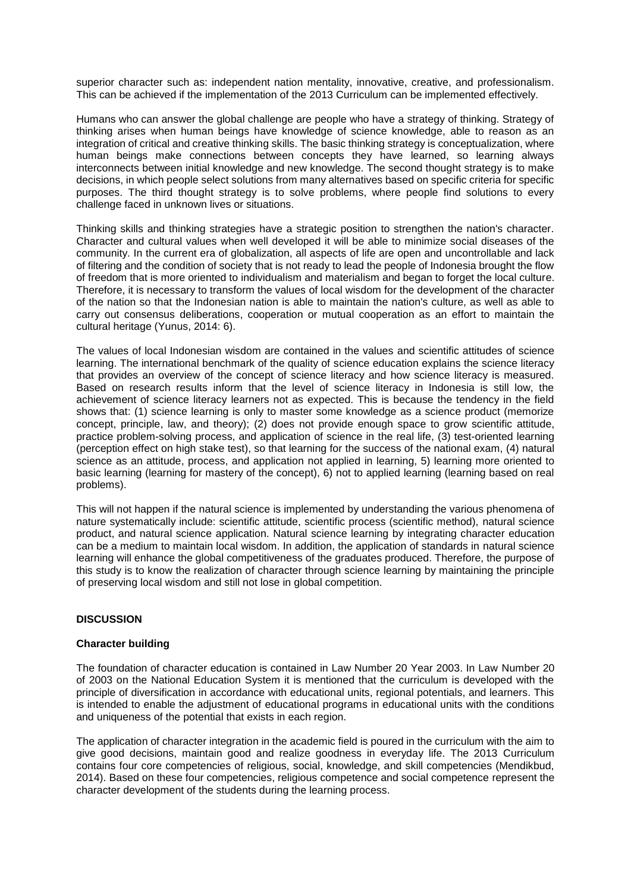superior character such as: independent nation mentality, innovative, creative, and professionalism. This can be achieved if the implementation of the 2013 Curriculum can be implemented effectively.

Humans who can answer the global challenge are people who have a strategy of thinking. Strategy of thinking arises when human beings have knowledge of science knowledge, able to reason as an integration of critical and creative thinking skills. The basic thinking strategy is conceptualization, where human beings make connections between concepts they have learned, so learning always interconnects between initial knowledge and new knowledge. The second thought strategy is to make decisions, in which people select solutions from many alternatives based on specific criteria for specific purposes. The third thought strategy is to solve problems, where people find solutions to every challenge faced in unknown lives or situations.

Thinking skills and thinking strategies have a strategic position to strengthen the nation's character. Character and cultural values when well developed it will be able to minimize social diseases of the community. In the current era of globalization, all aspects of life are open and uncontrollable and lack of filtering and the condition of society that is not ready to lead the people of Indonesia brought the flow of freedom that is more oriented to individualism and materialism and began to forget the local culture. Therefore, it is necessary to transform the values of local wisdom for the development of the character of the nation so that the Indonesian nation is able to maintain the nation's culture, as well as able to carry out consensus deliberations, cooperation or mutual cooperation as an effort to maintain the cultural heritage (Yunus, 2014: 6).

The values of local Indonesian wisdom are contained in the values and scientific attitudes of science learning. The international benchmark of the quality of science education explains the science literacy that provides an overview of the concept of science literacy and how science literacy is measured. Based on research results inform that the level of science literacy in Indonesia is still low, the achievement of science literacy learners not as expected. This is because the tendency in the field shows that: (1) science learning is only to master some knowledge as a science product (memorize concept, principle, law, and theory); (2) does not provide enough space to grow scientific attitude, practice problem-solving process, and application of science in the real life, (3) test-oriented learning (perception effect on high stake test), so that learning for the success of the national exam, (4) natural science as an attitude, process, and application not applied in learning, 5) learning more oriented to basic learning (learning for mastery of the concept), 6) not to applied learning (learning based on real problems).

This will not happen if the natural science is implemented by understanding the various phenomena of nature systematically include: scientific attitude, scientific process (scientific method), natural science product, and natural science application. Natural science learning by integrating character education can be a medium to maintain local wisdom. In addition, the application of standards in natural science learning will enhance the global competitiveness of the graduates produced. Therefore, the purpose of this study is to know the realization of character through science learning by maintaining the principle of preserving local wisdom and still not lose in global competition.

## DISCUSSION

### Character building

The foundation of character education is contained in Law Number 20 Year 2003. In Law Number 20 of 2003 on the National Education System it is mentioned that the curriculum is developed with the principle of diversification in accordance with educational units, regional potentials, and learners. This is intended to enable the adjustment of educational programs in educational units with the conditions and uniqueness of the potential that exists in each region.

The application of character integration in the academic field is poured in the curriculum with the aim to give good decisions, maintain good and realize goodness in everyday life. The 2013 Curriculum contains four core competencies of religious, social, knowledge, and skill competencies (Mendikbud, 2014). Based on these four competencies, religious competence and social competence represent the character development of the students during the learning process.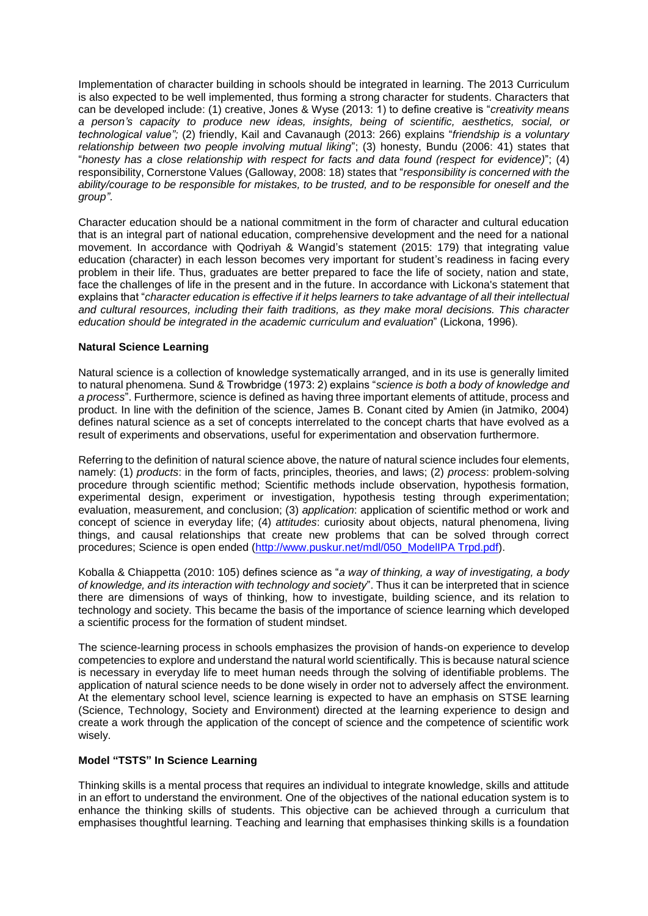Implementation of character building in schools should be integrated in learning. The 2013 Curriculum is also expected to be well implemented, thus forming a strong character for students. Characters that can be developed include: (1) creative, Jones & Wyse (2013: 1) to define creative is "*creativity means a person's capacity to produce new ideas, insights, being of scientific, aesthetics, social, or technological value";* (2) friendly, Kail and Cavanaugh (2013: 266) explains "*friendship is a voluntary relationship between two people involving mutual liking*"; (3) honesty, Bundu (2006: 41) states that "*honesty has a close relationship with respect for facts and data found (respect for evidence)*"; (4) responsibility, Cornerstone Values (Galloway, 2008: 18) states that "*responsibility is concerned with the ability/courage to be responsible for mistakes, to be trusted, and to be responsible for oneself and the group"*.

Character education should be a national commitment in the form of character and cultural education that is an integral part of national education, comprehensive development and the need for a national movement. In accordance with Qodriyah & Wangid's statement (2015: 179) that integrating value education (character) in each lesson becomes very important for student's readiness in facing every problem in their life. Thus, graduates are better prepared to face the life of society, nation and state, face the challenges of life in the present and in the future. In accordance with Lickona's statement that explains that "*character education is effective if it helps learners to take advantage of all their intellectual and cultural resources, including their faith traditions, as they make moral decisions. This character education should be integrated in the academic curriculum and evaluation*" (Lickona, 1996).

**Natural Science Learning**

Natural science is a collection of knowledge systematically arranged, and in its use is generally limited to natural phenomena. Sund & Trowbridge (1973: 2) explains "*science is both a body of knowledge and a process*". Furthermore, science is defined as having three important elements of attitude, process and product. In line with the definition of the science, James B. Conant cited by Amien (in Jatmiko, 2004) defines natural science as a set of concepts interrelated to the concept charts that have evolved as a result of experiments and observations, useful for experimentation and observation furthermore.

Referring to the definition of natural science above, the nature of natural science includes four elements, namely: (1) *products*: in the form of facts, principles, theories, and laws; (2) *process*: problem-solving procedure through scientific method; Scientific methods include observation, hypothesis formation, experimental design, experiment or investigation, hypothesis testing through experimentation; evaluation, measurement, and conclusion; (3) *application*: application of scientific method or work and concept of science in everyday life; (4) *attitudes*: curiosity about objects, natural phenomena, living things, and causal relationships that create new problems that can be solved through correct procedures; Science is open ended (http://www.puskur.net/mdl/050_ModelIPA Trpd.pdf).

Koballa & Chiappetta (2010: 105) defines science as "*a way of thinking, a way of investigating, a body of knowledge, and its interaction with technology and society*". Thus it can be interpreted that in science there are dimensions of ways of thinking, how to investigate, building science, and its relation to technology and society. This became the basis of the importance of science learning which developed a scientific process for the formation of student mindset.

The science-learning process in schools emphasizes the provision of hands-on experience to develop competencies to explore and understand the natural world scientifically. This is because natural science is necessary in everyday life to meet human needs through the solving of identifiable problems. The application of natural science needs to be done wisely in order not to adversely affect the environment. At the elementary school level, science learning is expected to have an emphasis on STSE learning (Science, Technology, Society and Environment) directed at the learning experience to design and create a work through the application of the concept of science and the competence of scientific work wisely.

**Model "TSTS" In Science Learning**

Thinking skills is a mental process that requires an individual to integrate knowledge, skills and attitude in an effort to understand the environment. One of the objectives of the national education system is to enhance the thinking skills of students. This objective can be achieved through a curriculum that emphasises thoughtful learning. Teaching and learning that emphasises thinking skills is a foundation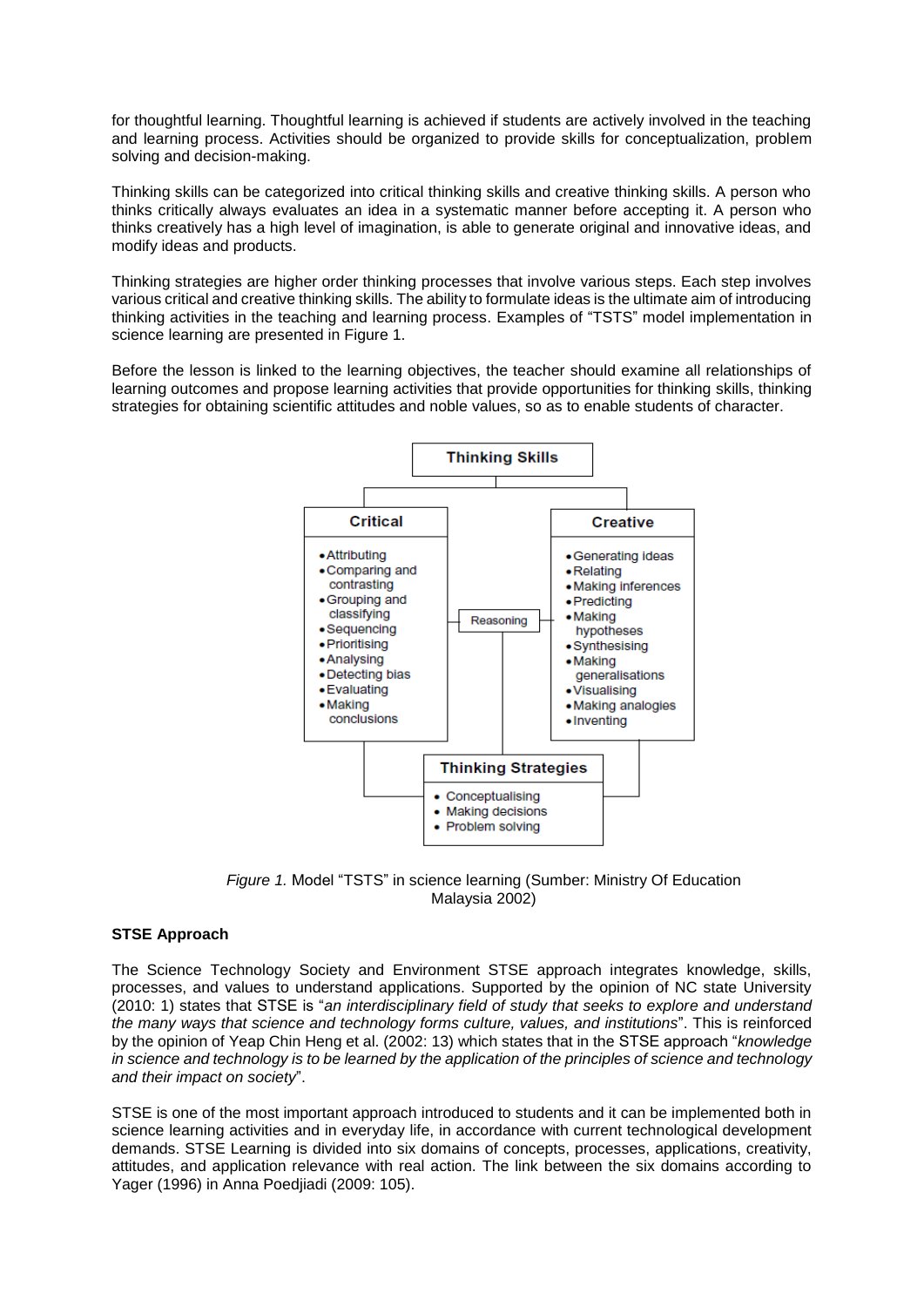for thoughtful learning. Thoughtful learning is achieved if students are actively involved in the teaching and learning process. Activities should be organized to provide skills for conceptualization, problem solving and decision-making.

Thinking skills can be categorized into critical thinking skills and creative thinking skills. A person who thinks critically always evaluates an idea in a systematic manner before accepting it. A person who thinks creatively has a high level of imagination, is able to generate original and innovative ideas, and modify ideas and products.

Thinking strategies are higher order thinking processes that involve various steps. Each step involves various critical and creative thinking skills. The ability to formulate ideas is the ultimate aim of introducing thinking activities in the teaching and learning process. Examples of "TSTS" model implementation in science learning are presented in Figure 1.

Before the lesson is linked to the learning objectives, the teacher should examine all relationships of learning outcomes and propose learning activities that provide opportunities for thinking skills, thinking strategies for obtaining scientific attitudes and noble values, so as to enable students of character.

**Thinking Skills**

**Critical**

- Attributing
- Comparing and contrasting
- Grouping and classifying
- Sequencing
- Prioritising
- Analysing
- Detecting bias
- Evaluating
- Making conclusions

Reasoning

**Creative**

- Generating ideas
- Relating
- Making inferences
- Predicting
- Making hypotheses
- Synthesising
- Making generalisations
- Visualising
- Making analogies
- Inventing

**Thinking Strategies**

- Conceptualising
- Making decisions
- Problem solving

*Figure 1.* Model "TSTS" in science learning (Sumber: Ministry Of Education Malaysia 2002)

**STSE Approach**

The Science Technology Society and Environment STSE approach integrates knowledge, skills, processes, and values to understand applications. Supported by the opinion of NC state University (2010: 1) states that STSE is "*an interdisciplinary field of study that seeks to explore and understand the many ways that science and technology forms culture, values, and institutions*". This is reinforced by the opinion of Yeap Chin Heng et al. (2002: 13) which states that in the STSE approach "*knowledge in science and technology is to be learned by the application of the principles of science and technology and their impact on society*".

STSE is one of the most important approach introduced to students and it can be implemented both in science learning activities and in everyday life, in accordance with current technological development demands. STSE Learning is divided into six domains of concepts, processes, applications, creativity, attitudes, and application relevance with real action. The link between the six domains according to Yager (1996) in Anna Poedjiadi (2009: 105).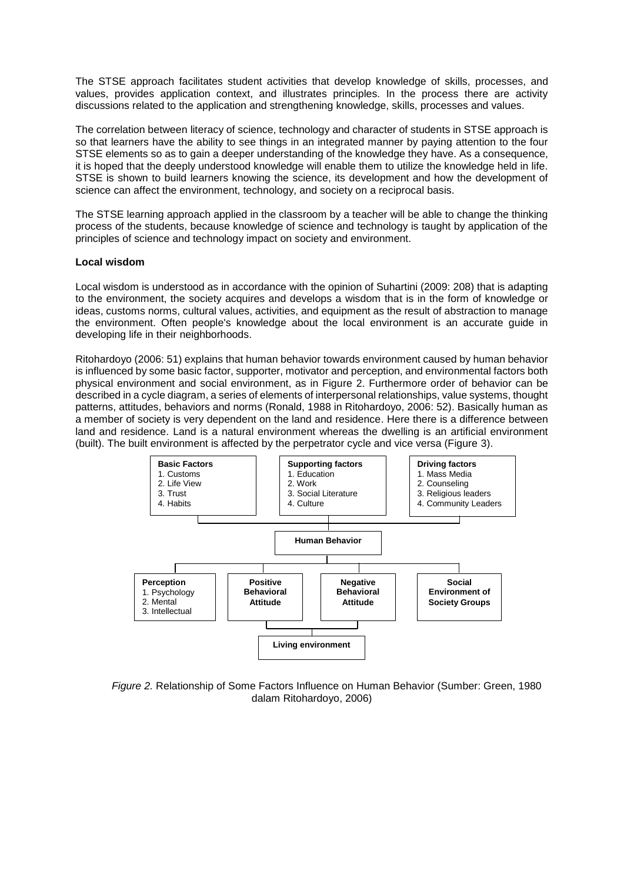The STSE approach facilitates student activities that develop knowledge of skills, processes, and values, provides application context, and illustrates principles. In the process there are activity discussions related to the application and strengthening knowledge, skills, processes and values.

The correlation between literacy of science, technology and character of students in STSE approach is so that learners have the ability to see things in an integrated manner by paying attention to the four STSE elements so as to gain a deeper understanding of the knowledge they have. As a consequence, it is hoped that the deeply understood knowledge will enable them to utilize the knowledge held in life. STSE is shown to build learners knowing the science, its development and how the development of science can affect the environment, technology, and society on a reciprocal basis.

The STSE learning approach applied in the classroom by a teacher will be able to change the thinking process of the students, because knowledge of science and technology is taught by application of the principles of science and technology impact on society and environment.

**Local wisdom**

Local wisdom is understood as in accordance with the opinion of Suhartini (2009: 208) that is adapting to the environment, the society acquires and develops a wisdom that is in the form of knowledge or ideas, customs norms, cultural values, activities, and equipment as the result of abstraction to manage the environment. Often people's knowledge about the local environment is an accurate guide in developing life in their neighborhoods.

Ritohardoyo (2006: 51) explains that human behavior towards environment caused by human behavior is influenced by some basic factor, supporter, motivator and perception, and environmental factors both physical environment and social environment, as in Figure 2. Furthermore order of behavior can be described in a cycle diagram, a series of elements of interpersonal relationships, value systems, thought patterns, attitudes, behaviors and norms (Ronald, 1988 in Ritohardoyo, 2006: 52). Basically human as a member of society is very dependent on the land and residence. Here there is a difference between land and residence. Land is a natural environment whereas the dwelling is an artificial environment (built). The built environment is affected by the perpetrator cycle and vice versa (Figure 3).

**Basic Factors**
1. Customs
2. Life View
3. Trust
4. Habits

**Supporting factors**
1. Education
2. Work
3. Social Literature
4. Culture

**Driving factors**
1. Mass Media
2. Counseling
3. Religious leaders
4. Community Leaders

**Human Behavior**

**Perception**
1. Psychology
2. Mental
3. Intellectual

**Positive Behavioral Attitude**

**Negative Behavioral Attitude**

**Social Environment of Society Groups**

**Living environment**

*Figure 2.* Relationship of Some Factors Influence on Human Behavior (Sumber: Green, 1980 dalam Ritohardoyo, 2006)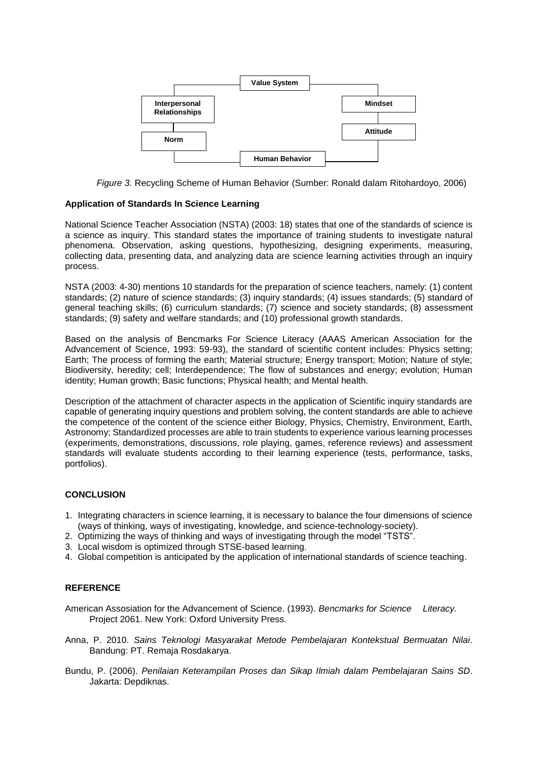Value System

Interpersonal Relationships

Mindset

Attitude

Norm

Human Behavior

*Figure 3.* Recycling Scheme of Human Behavior (Sumber: Ronald dalam Ritohardoyo, 2006)

**Application of Standards In Science Learning**

National Science Teacher Association (NSTA) (2003: 18) states that one of the standards of science is a science as inquiry. This standard states the importance of training students to investigate natural phenomena. Observation, asking questions, hypothesizing, designing experiments, measuring, collecting data, presenting data, and analyzing data are science learning activities through an inquiry process.

NSTA (2003: 4-30) mentions 10 standards for the preparation of science teachers, namely: (1) content standards; (2) nature of science standards; (3) inquiry standards; (4) issues standards; (5) standard of general teaching skills; (6) curriculum standards; (7) science and society standards; (8) assessment standards; (9) safety and welfare standards; and (10) professional growth standards.

Based on the analysis of Bencmarks For Science Literacy (AAAS American Association for the Advancement of Science, 1993: 59-93), the standard of scientific content includes: Physics setting; Earth; The process of forming the earth; Material structure; Energy transport; Motion; Nature of style; Biodiversity, heredity; cell; Interdependence; The flow of substances and energy; evolution; Human identity; Human growth; Basic functions; Physical health; and Mental health.

Description of the attachment of character aspects in the application of Scientific inquiry standards are capable of generating inquiry questions and problem solving, the content standards are able to achieve the competence of the content of the science either Biology, Physics, Chemistry, Environment, Earth, Astronomy; Standardized processes are able to train students to experience various learning processes (experiments, demonstrations, discussions, role playing, games, reference reviews) and assessment standards will evaluate students according to their learning experience (tests, performance, tasks, portfolios).

## CONCLUSION

1. Integrating characters in science learning, it is necessary to balance the four dimensions of science (ways of thinking, ways of investigating, knowledge, and science-technology-society).
2. Optimizing the ways of thinking and ways of investigating through the model "TSTS".
3. Local wisdom is optimized through STSE-based learning.
4. Global competition is anticipated by the application of international standards of science teaching.

## REFERENCE

American Assosiation for the Advancement of Science. (1993). *Bencmarks for Science Literacy.* Project 2061. New York: Oxford University Press.

Anna, P. 2010. *Sains Teknologi Masyarakat Metode Pembelajaran Kontekstual Bermuatan Nilai*. Bandung: PT. Remaja Rosdakarya.

Bundu, P. (2006). *Penilaian Keterampilan Proses dan Sikap Ilmiah dalam Pembelajaran Sains SD*. Jakarta: Depdiknas.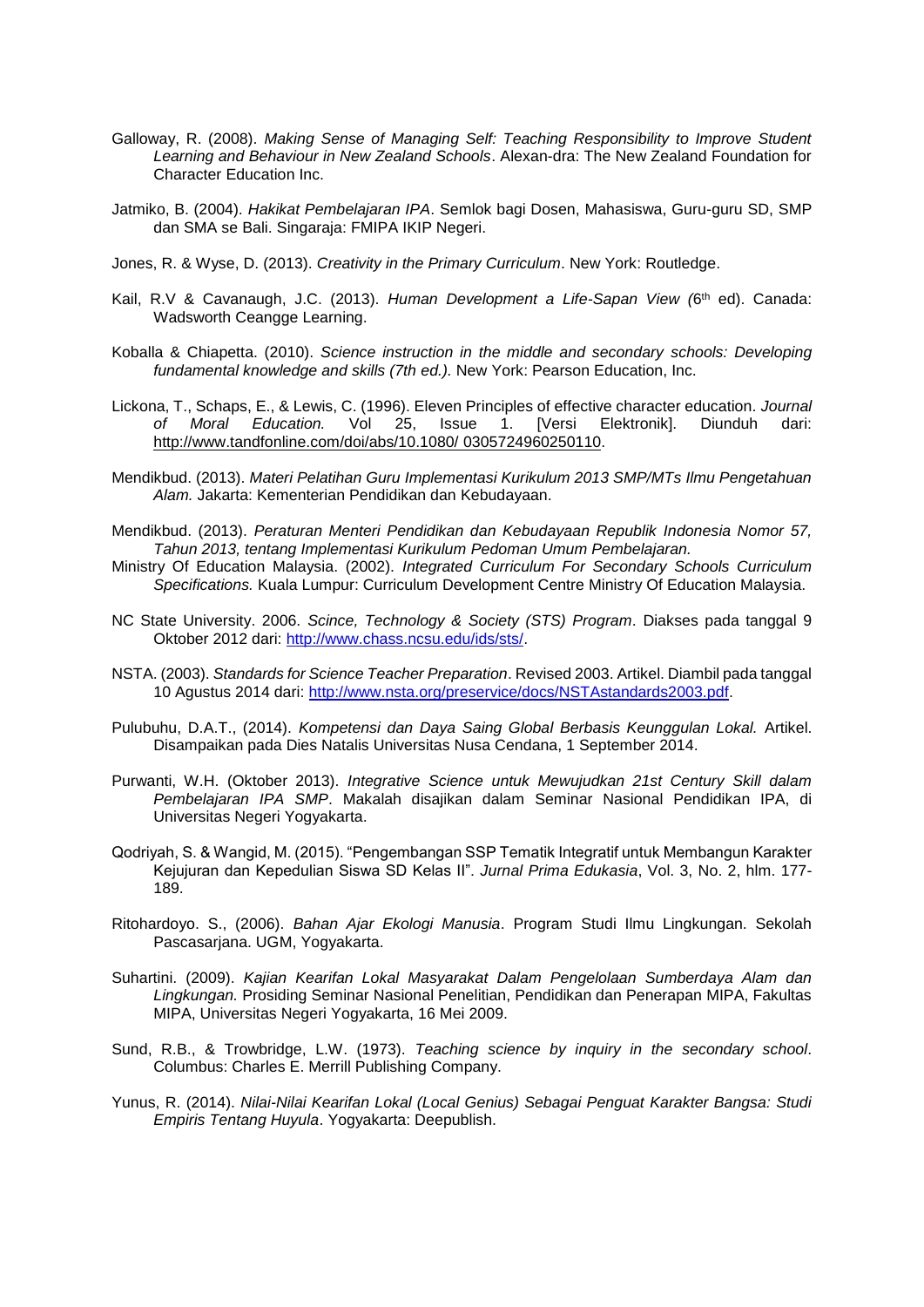Galloway, R. (2008). *Making Sense of Managing Self: Teaching Responsibility to Improve Student Learning and Behaviour in New Zealand Schools*. Alexan-dra: The New Zealand Foundation for Character Education Inc.

Jatmiko, B. (2004). *Hakikat Pembelajaran IPA*. Semlok bagi Dosen, Mahasiswa, Guru-guru SD, SMP dan SMA se Bali. Singaraja: FMIPA IKIP Negeri.

Jones, R. & Wyse, D. (2013). *Creativity in the Primary Curriculum*. New York: Routledge.

Kail, R.V & Cavanaugh, J.C. (2013). *Human Development a Life-Sapan View (*6th ed). Canada: Wadsworth Ceangge Learning.

Koballa & Chiapetta. (2010). *Science instruction in the middle and secondary schools: Developing fundamental knowledge and skills (7th ed.).* New York: Pearson Education, Inc.

Lickona, T., Schaps, E., & Lewis, C. (1996). Eleven Principles of effective character education. *Journal of Moral Education.* Vol 25, Issue 1. [Versi Elektronik]. Diunduh dari: http://www.tandfonline.com/doi/abs/10.1080/ 0305724960250110.

Mendikbud. (2013). *Materi Pelatihan Guru Implementasi Kurikulum 2013 SMP/MTs Ilmu Pengetahuan Alam.* Jakarta: Kementerian Pendidikan dan Kebudayaan.

Mendikbud. (2013). *Peraturan Menteri Pendidikan dan Kebudayaan Republik Indonesia Nomor 57, Tahun 2013, tentang Implementasi Kurikulum Pedoman Umum Pembelajaran.*

Ministry Of Education Malaysia. (2002). *Integrated Curriculum For Secondary Schools Curriculum Specifications.* Kuala Lumpur: Curriculum Development Centre Ministry Of Education Malaysia.

NC State University. 2006. *Scince, Technology & Society (STS) Program*. Diakses pada tanggal 9 Oktober 2012 dari: http://www.chass.ncsu.edu/ids/sts/.

NSTA. (2003). *Standards for Science Teacher Preparation*. Revised 2003. Artikel. Diambil pada tanggal 10 Agustus 2014 dari: http://www.nsta.org/preservice/docs/NSTAstandards2003.pdf.

Pulubuhu, D.A.T., (2014). *Kompetensi dan Daya Saing Global Berbasis Keunggulan Lokal.* Artikel. Disampaikan pada Dies Natalis Universitas Nusa Cendana, 1 September 2014.

Purwanti, W.H. (Oktober 2013). *Integrative Science untuk Mewujudkan 21st Century Skill dalam Pembelajaran IPA SMP*. Makalah disajikan dalam Seminar Nasional Pendidikan IPA, di Universitas Negeri Yogyakarta.

Qodriyah, S. & Wangid, M. (2015). "Pengembangan SSP Tematik Integratif untuk Membangun Karakter Kejujuran dan Kepedulian Siswa SD Kelas II". *Jurnal Prima Edukasia*, Vol. 3, No. 2, hlm. 177-189.

Ritohardoyo. S., (2006). *Bahan Ajar Ekologi Manusia*. Program Studi Ilmu Lingkungan. Sekolah Pascasarjana. UGM, Yogyakarta.

Suhartini. (2009). *Kajian Kearifan Lokal Masyarakat Dalam Pengelolaan Sumberdaya Alam dan Lingkungan.* Prosiding Seminar Nasional Penelitian, Pendidikan dan Penerapan MIPA, Fakultas MIPA, Universitas Negeri Yogyakarta, 16 Mei 2009.

Sund, R.B., & Trowbridge, L.W. (1973). *Teaching science by inquiry in the secondary school*. Columbus: Charles E. Merrill Publishing Company.

Yunus, R. (2014). *Nilai-Nilai Kearifan Lokal (Local Genius) Sebagai Penguat Karakter Bangsa: Studi Empiris Tentang Huyula*. Yogyakarta: Deepublish.